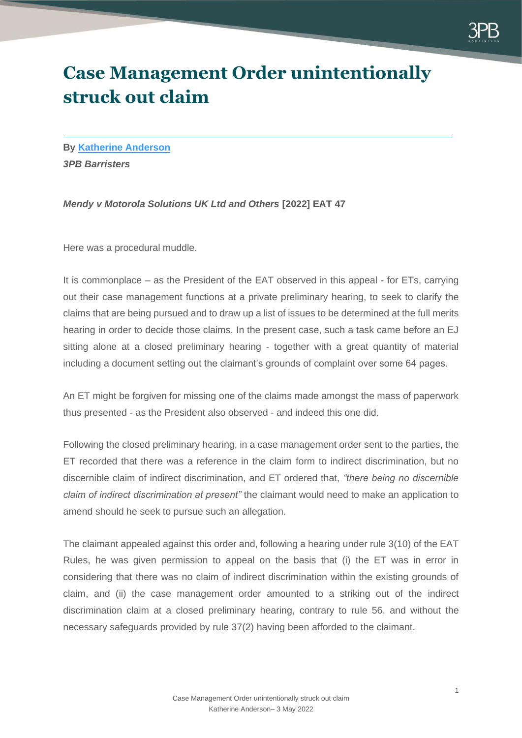# Case Management Order unintentionally struck out claim

**By [Katherine Anderson]**

***3PB Barristers***

***Mendy v Motorola Solutions UK Ltd and Others* [2022] EAT 47**

Here was a procedural muddle.

It is commonplace – as the President of the EAT observed in this appeal - for ETs, carrying out their case management functions at a private preliminary hearing, to seek to clarify the claims that are being pursued and to draw up a list of issues to be determined at the full merits hearing in order to decide those claims. In the present case, such a task came before an EJ sitting alone at a closed preliminary hearing - together with a great quantity of material including a document setting out the claimant's grounds of complaint over some 64 pages.

An ET might be forgiven for missing one of the claims made amongst the mass of paperwork thus presented - as the President also observed - and indeed this one did.

Following the closed preliminary hearing, in a case management order sent to the parties, the ET recorded that there was a reference in the claim form to indirect discrimination, but no discernible claim of indirect discrimination, and ET ordered that, *"there being no discernible claim of indirect discrimination at present"* the claimant would need to make an application to amend should he seek to pursue such an allegation.

The claimant appealed against this order and, following a hearing under rule 3(10) of the EAT Rules, he was given permission to appeal on the basis that (i) the ET was in error in considering that there was no claim of indirect discrimination within the existing grounds of claim, and (ii) the case management order amounted to a striking out of the indirect discrimination claim at a closed preliminary hearing, contrary to rule 56, and without the necessary safeguards provided by rule 37(2) having been afforded to the claimant.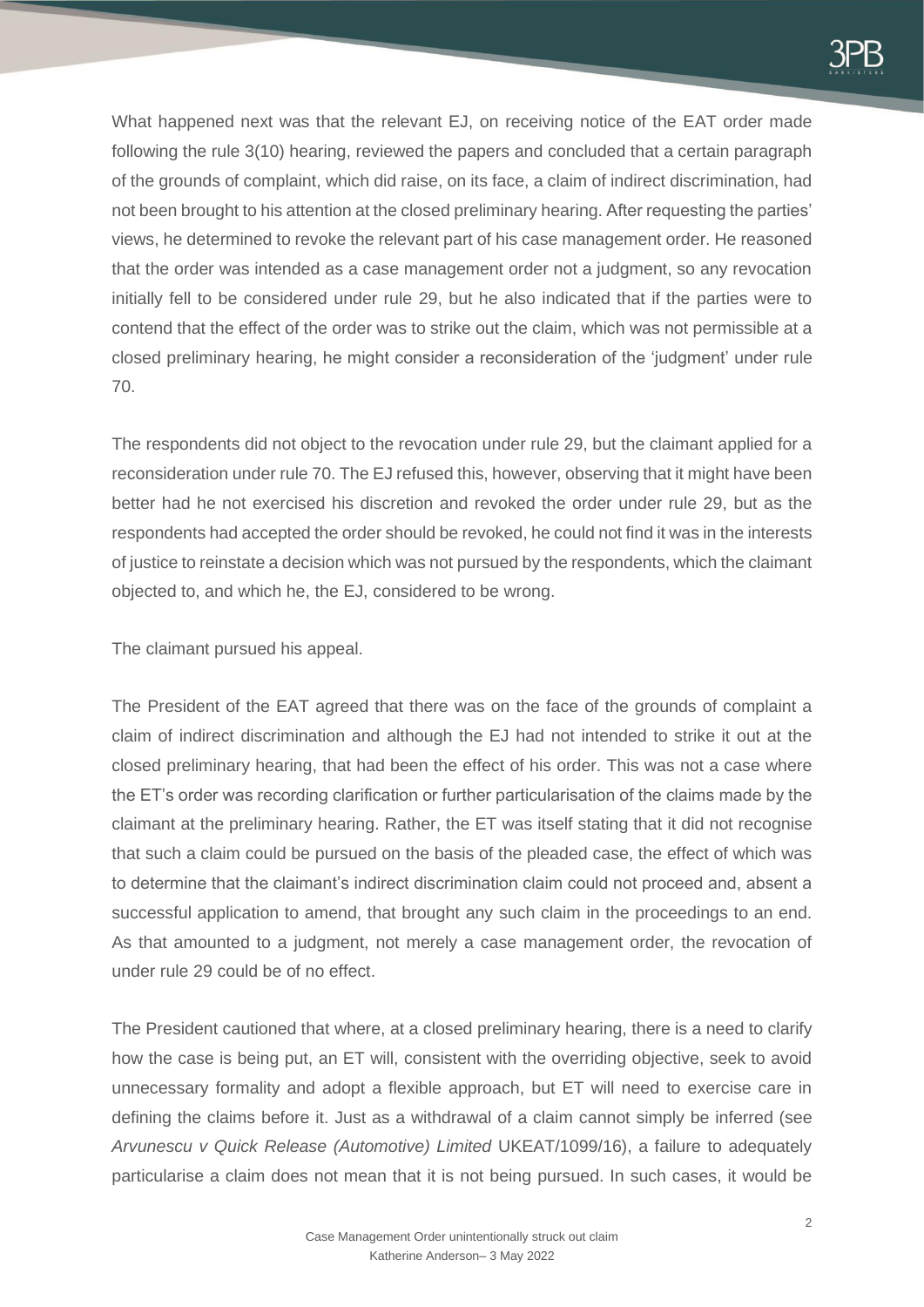What happened next was that the relevant EJ, on receiving notice of the EAT order made following the rule 3(10) hearing, reviewed the papers and concluded that a certain paragraph of the grounds of complaint, which did raise, on its face, a claim of indirect discrimination, had not been brought to his attention at the closed preliminary hearing. After requesting the parties' views, he determined to revoke the relevant part of his case management order. He reasoned that the order was intended as a case management order not a judgment, so any revocation initially fell to be considered under rule 29, but he also indicated that if the parties were to contend that the effect of the order was to strike out the claim, which was not permissible at a closed preliminary hearing, he might consider a reconsideration of the 'judgment' under rule 70.

The respondents did not object to the revocation under rule 29, but the claimant applied for a reconsideration under rule 70. The EJ refused this, however, observing that it might have been better had he not exercised his discretion and revoked the order under rule 29, but as the respondents had accepted the order should be revoked, he could not find it was in the interests of justice to reinstate a decision which was not pursued by the respondents, which the claimant objected to, and which he, the EJ, considered to be wrong.

The claimant pursued his appeal.

The President of the EAT agreed that there was on the face of the grounds of complaint a claim of indirect discrimination and although the EJ had not intended to strike it out at the closed preliminary hearing, that had been the effect of his order. This was not a case where the ET's order was recording clarification or further particularisation of the claims made by the claimant at the preliminary hearing. Rather, the ET was itself stating that it did not recognise that such a claim could be pursued on the basis of the pleaded case, the effect of which was to determine that the claimant's indirect discrimination claim could not proceed and, absent a successful application to amend, that brought any such claim in the proceedings to an end. As that amounted to a judgment, not merely a case management order, the revocation of under rule 29 could be of no effect.

The President cautioned that where, at a closed preliminary hearing, there is a need to clarify how the case is being put, an ET will, consistent with the overriding objective, seek to avoid unnecessary formality and adopt a flexible approach, but ET will need to exercise care in defining the claims before it. Just as a withdrawal of a claim cannot simply be inferred (see *Arvunescu v Quick Release (Automotive) Limited* UKEAT/1099/16), a failure to adequately particularise a claim does not mean that it is not being pursued. In such cases, it would be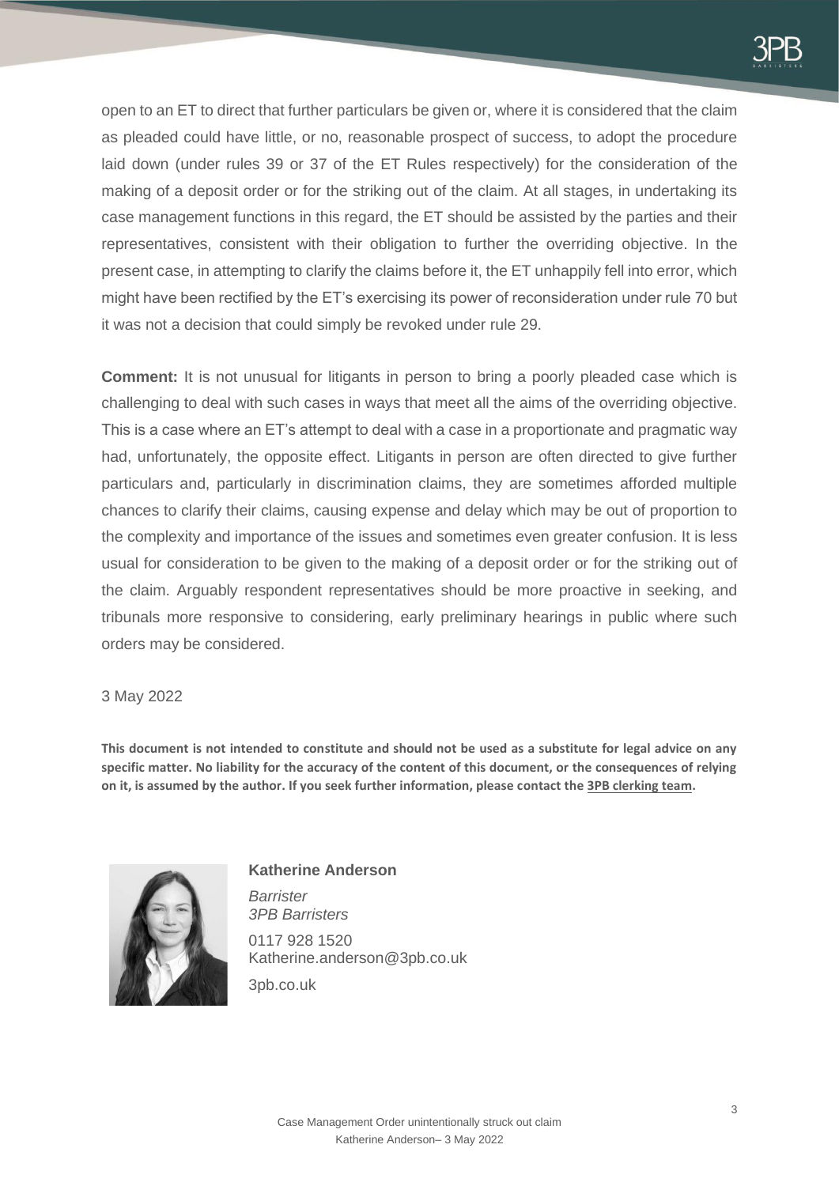open to an ET to direct that further particulars be given or, where it is considered that the claim as pleaded could have little, or no, reasonable prospect of success, to adopt the procedure laid down (under rules 39 or 37 of the ET Rules respectively) for the consideration of the making of a deposit order or for the striking out of the claim. At all stages, in undertaking its case management functions in this regard, the ET should be assisted by the parties and their representatives, consistent with their obligation to further the overriding objective. In the present case, in attempting to clarify the claims before it, the ET unhappily fell into error, which might have been rectified by the ET's exercising its power of reconsideration under rule 70 but it was not a decision that could simply be revoked under rule 29.

**Comment:** It is not unusual for litigants in person to bring a poorly pleaded case which is challenging to deal with such cases in ways that meet all the aims of the overriding objective. This is a case where an ET's attempt to deal with a case in a proportionate and pragmatic way had, unfortunately, the opposite effect. Litigants in person are often directed to give further particulars and, particularly in discrimination claims, they are sometimes afforded multiple chances to clarify their claims, causing expense and delay which may be out of proportion to the complexity and importance of the issues and sometimes even greater confusion. It is less usual for consideration to be given to the making of a deposit order or for the striking out of the claim. Arguably respondent representatives should be more proactive in seeking, and tribunals more responsive to considering, early preliminary hearings in public where such orders may be considered.

3 May 2022

**This document is not intended to constitute and should not be used as a substitute for legal advice on any specific matter. No liability for the accuracy of the content of this document, or the consequences of relying on it, is assumed by the author. If you seek further information, please contact the 3PB clerking team.**

**Katherine Anderson**

*Barrister*
*3PB Barristers*

0117 928 1520
Katherine.anderson@3pb.co.uk

3pb.co.uk